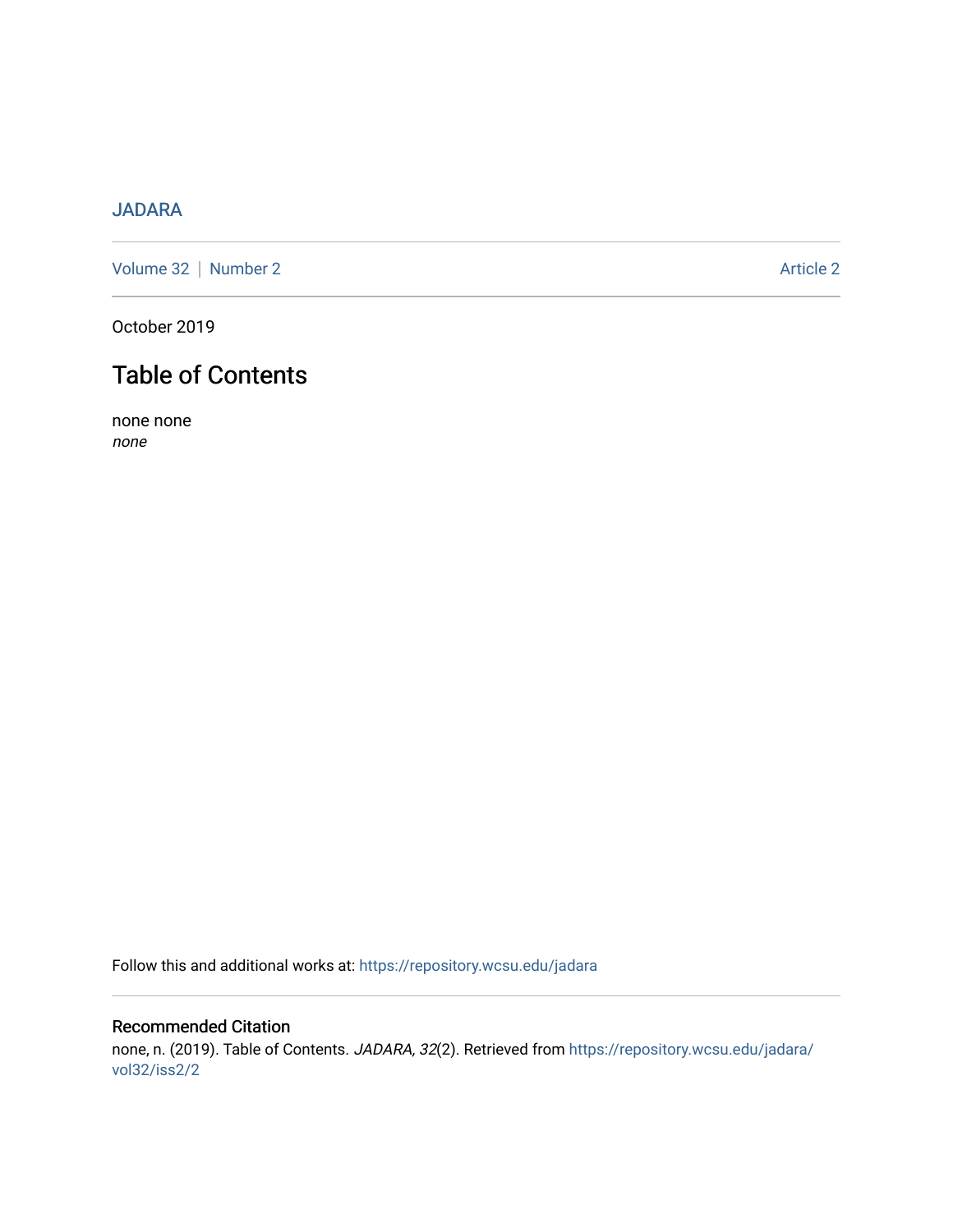JADARA

Volume 32 | Number 2 Article 2

October 2019

# Table of Contents

none none

*none*

Follow this and additional works at: https://repository.wcsu.edu/jadara

## Recommended Citation

none, n. (2019). Table of Contents. *JADARA, 32*(2). Retrieved from https://repository.wcsu.edu/jadara/vol32/iss2/2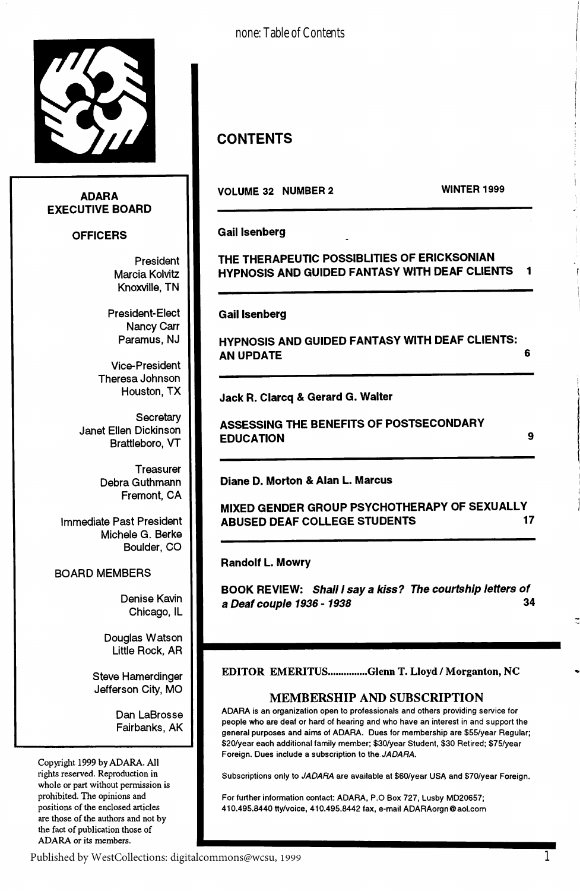## ADARA EXECUTIVE BOARD

### OFFICERS

President
Marcia Kolvitz
Knoxville, TN

President-Elect
Nancy Carr
Paramus, NJ

Vice-President
Theresa Johnson
Houston, TX

Secretary
Janet Ellen Dickinson
Brattleboro, VT

Treasurer
Debra Guthmann
Fremont, CA

Immediate Past President
Michele G. Berke
Boulder, CO

### BOARD MEMBERS

Denise Kavin
Chicago, IL

Douglas Watson
Little Rock, AR

Steve Hamerdinger
Jefferson City, MO

Dan LaBrosse
Fairbanks, AK

Copyright 1999 by ADARA. All rights reserved. Reproduction in whole or part without permission is prohibited. The opinions and positions of the enclosed articles are those of the authors and not by the fact of publication those of ADARA or its members.

# CONTENTS

**VOLUME 32 NUMBER 2** **WINTER 1999**

**Gail Isenberg**

**THE THERAPEUTIC POSSIBLITIES OF ERICKSONIAN HYPNOSIS AND GUIDED FANTASY WITH DEAF CLIENTS** 1

**Gail Isenberg**

**HYPNOSIS AND GUIDED FANTASY WITH DEAF CLIENTS: AN UPDATE** 6

**Jack R. Clarcq & Gerard G. Walter**

**ASSESSING THE BENEFITS OF POSTSECONDARY EDUCATION** 9

**Diane D. Morton & Alan L. Marcus**

**MIXED GENDER GROUP PSYCHOTHERAPY OF SEXUALLY ABUSED DEAF COLLEGE STUDENTS** 17

**Randolf L. Mowry**

**BOOK REVIEW: *Shall I say a kiss? The courtship letters of a Deaf couple 1936 - 1938*** 34

**EDITOR EMERITUS...............Glenn T. Lloyd / Morganton, NC**

## MEMBERSHIP AND SUBSCRIPTION

ADARA is an organization open to professionals and others providing service for people who are deaf or hard of hearing and who have an interest in and support the general purposes and aims of ADARA. Dues for membership are $55/year Regular; $20/year each additional family member; $30/year Student, $30 Retired; $75/year Foreign. Dues include a subscription to the *JADARA*.

Subscriptions only to *JADARA* are available at $60/year USA and $70/year Foreign.

For further information contact: ADARA, P.O Box 727, Lusby MD20657; 410.495.8440 tty/voice, 410.495.8442 fax, e-mail ADARAorgn@aol.com